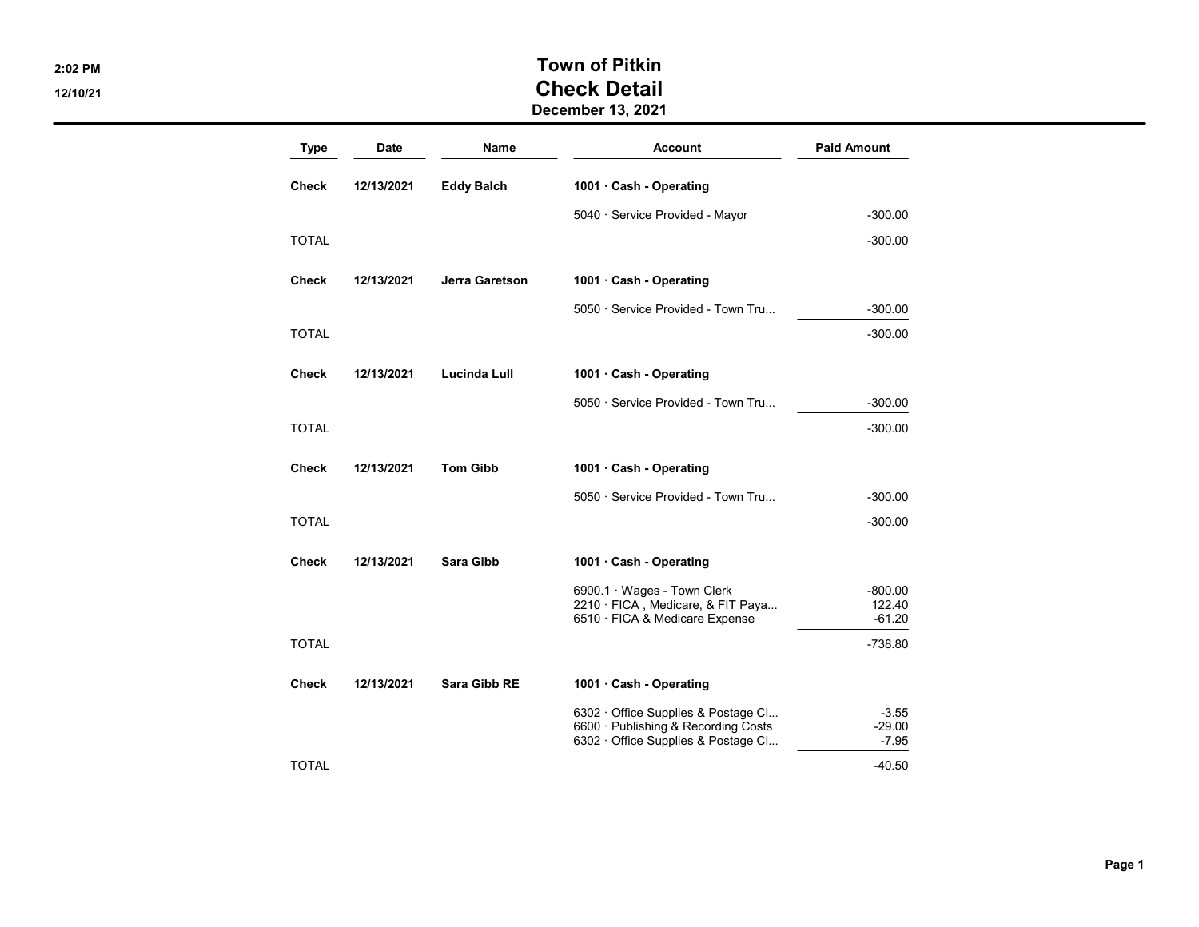# Town of Pitkin

## Check Detail

### December 13, 2021

| Type | Date | Name | Account | Paid Amount |
|---|---|---|---|---|
| **Check** | **12/13/2021** | **Eddy Balch** | **1001 · Cash - Operating** | |
| | | | 5040 · Service Provided - Mayor | -300.00 |
| TOTAL | | | | -300.00 |
| **Check** | **12/13/2021** | **Jerra Garetson** | **1001 · Cash - Operating** | |
| | | | 5050 · Service Provided - Town Tru... | -300.00 |
| TOTAL | | | | -300.00 |
| **Check** | **12/13/2021** | **Lucinda Lull** | **1001 · Cash - Operating** | |
| | | | 5050 · Service Provided - Town Tru... | -300.00 |
| TOTAL | | | | -300.00 |
| **Check** | **12/13/2021** | **Tom Gibb** | **1001 · Cash - Operating** | |
| | | | 5050 · Service Provided - Town Tru... | -300.00 |
| TOTAL | | | | -300.00 |
| **Check** | **12/13/2021** | **Sara Gibb** | **1001 · Cash - Operating** | |
| | | | 6900.1 · Wages - Town Clerk | -800.00 |
| | | | 2210 · FICA , Medicare, & FIT Paya... | 122.40 |
| | | | 6510 · FICA & Medicare Expense | -61.20 |
| TOTAL | | | | -738.80 |
| **Check** | **12/13/2021** | **Sara Gibb RE** | **1001 · Cash - Operating** | |
| | | | 6302 · Office Supplies & Postage Cl... | -3.55 |
| | | | 6600 · Publishing & Recording Costs | -29.00 |
| | | | 6302 · Office Supplies & Postage Cl... | -7.95 |
| TOTAL | | | | -40.50 |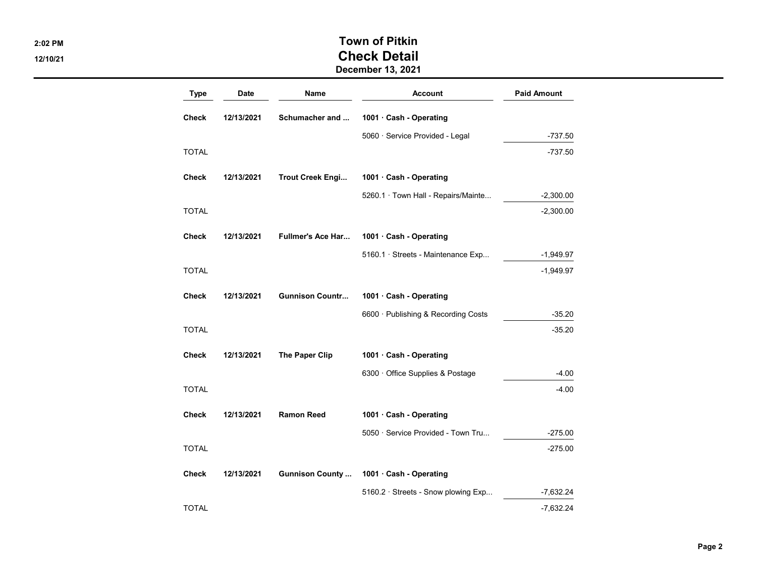# Town of Pitkin
## Check Detail
### December 13, 2021

| Type | Date | Name | Account | Paid Amount |
|---|---|---|---|---|
| **Check** | **12/13/2021** | **Schumacher and ...** | **1001 · Cash - Operating** | |
| | | | 5060 · Service Provided - Legal | -737.50 |
| TOTAL | | | | -737.50 |
| **Check** | **12/13/2021** | **Trout Creek Engi...** | **1001 · Cash - Operating** | |
| | | | 5260.1 · Town Hall - Repairs/Mainte... | -2,300.00 |
| TOTAL | | | | -2,300.00 |
| **Check** | **12/13/2021** | **Fullmer's Ace Har...** | **1001 · Cash - Operating** | |
| | | | 5160.1 · Streets - Maintenance Exp... | -1,949.97 |
| TOTAL | | | | -1,949.97 |
| **Check** | **12/13/2021** | **Gunnison Countr...** | **1001 · Cash - Operating** | |
| | | | 6600 · Publishing & Recording Costs | -35.20 |
| TOTAL | | | | -35.20 |
| **Check** | **12/13/2021** | **The Paper Clip** | **1001 · Cash - Operating** | |
| | | | 6300 · Office Supplies & Postage | -4.00 |
| TOTAL | | | | -4.00 |
| **Check** | **12/13/2021** | **Ramon Reed** | **1001 · Cash - Operating** | |
| | | | 5050 · Service Provided - Town Tru... | -275.00 |
| TOTAL | | | | -275.00 |
| **Check** | **12/13/2021** | **Gunnison County ...** | **1001 · Cash - Operating** | |
| | | | 5160.2 · Streets - Snow plowing Exp... | -7,632.24 |
| TOTAL | | | | -7,632.24 |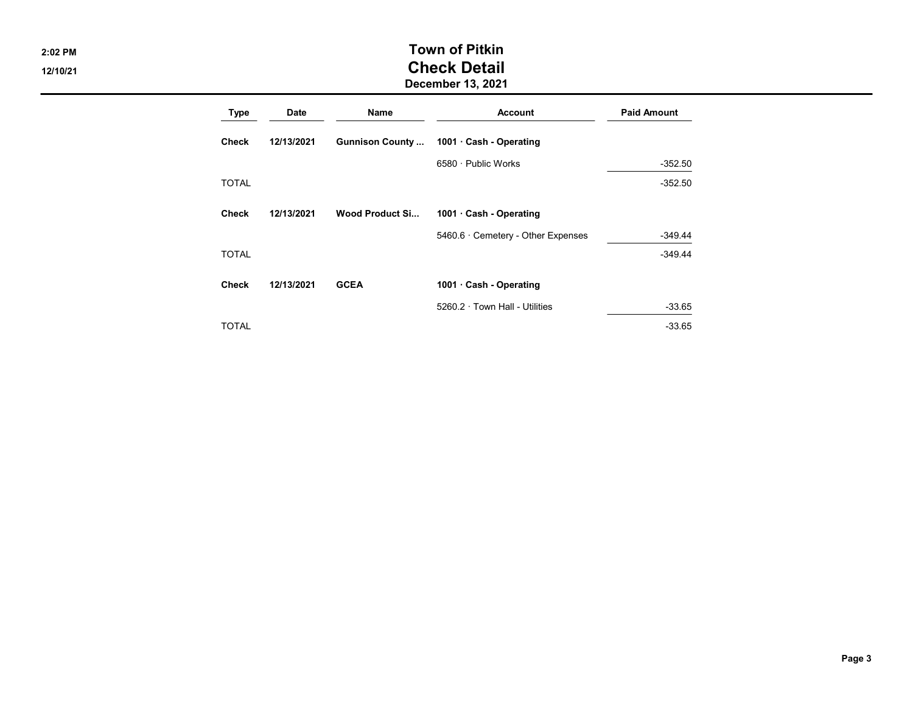# Town of Pitkin
## Check Detail
### December 13, 2021

| Type | Date | Name | Account | Paid Amount |
|---|---|---|---|---|
| **Check** | **12/13/2021** | **Gunnison County ...** | **1001 · Cash - Operating** | |
| | | | 6580 · Public Works | -352.50 |
| TOTAL | | | | -352.50 |
| **Check** | **12/13/2021** | **Wood Product Si...** | **1001 · Cash - Operating** | |
| | | | 5460.6 · Cemetery - Other Expenses | -349.44 |
| TOTAL | | | | -349.44 |
| **Check** | **12/13/2021** | **GCEA** | **1001 · Cash - Operating** | |
| | | | 5260.2 · Town Hall - Utilities | -33.65 |
| TOTAL | | | | -33.65 |